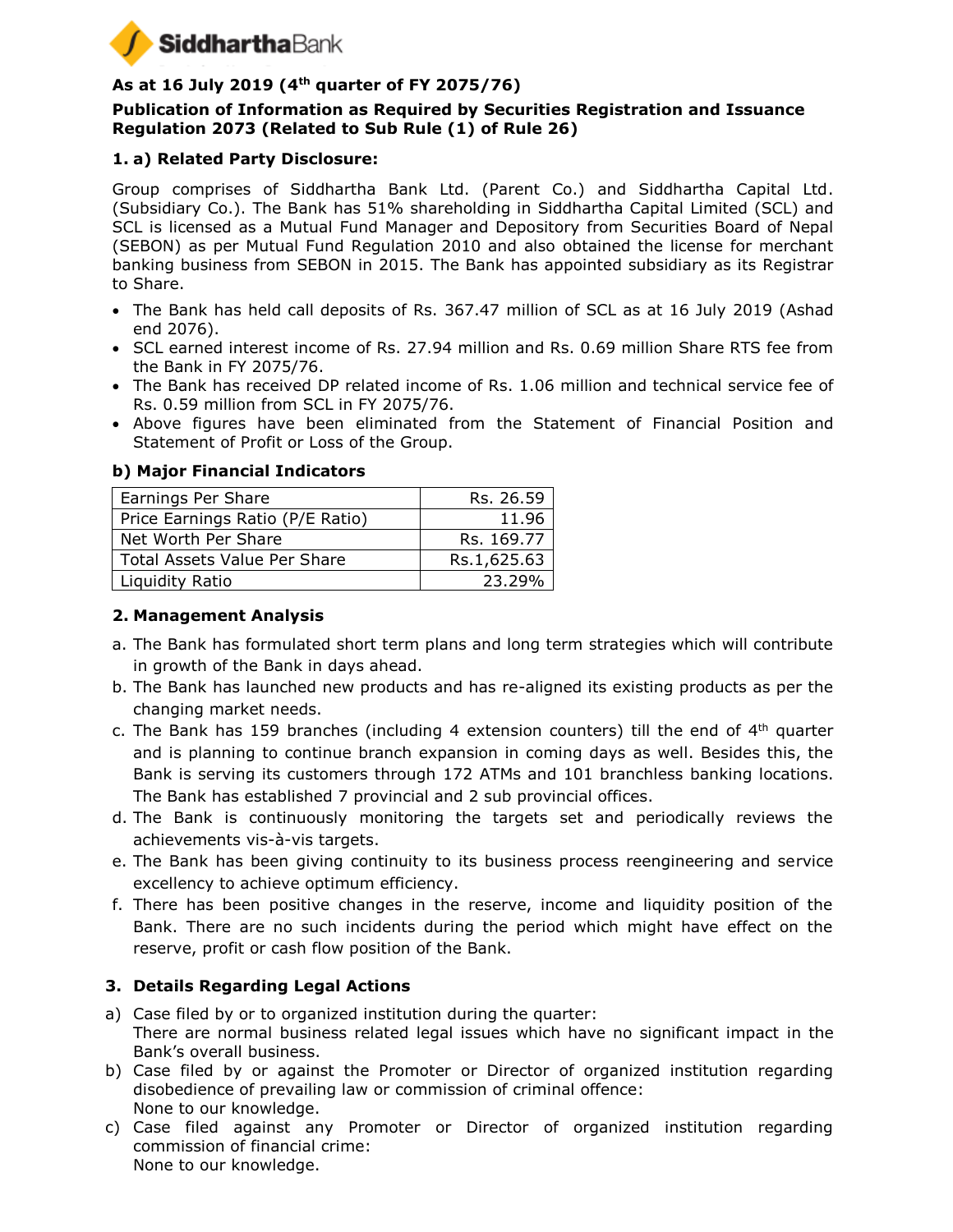Siddhartha Bank

**As at 16 July 2019 (4th quarter of FY 2075/76)**

**Publication of Information as Required by Securities Registration and Issuance Regulation 2073 (Related to Sub Rule (1) of Rule 26)**

## 1. a) Related Party Disclosure:

Group comprises of Siddhartha Bank Ltd. (Parent Co.) and Siddhartha Capital Ltd. (Subsidiary Co.). The Bank has 51% shareholding in Siddhartha Capital Limited (SCL) and SCL is licensed as a Mutual Fund Manager and Depository from Securities Board of Nepal (SEBON) as per Mutual Fund Regulation 2010 and also obtained the license for merchant banking business from SEBON in 2015. The Bank has appointed subsidiary as its Registrar to Share.

- The Bank has held call deposits of Rs. 367.47 million of SCL as at 16 July 2019 (Ashad end 2076).
- SCL earned interest income of Rs. 27.94 million and Rs. 0.69 million Share RTS fee from the Bank in FY 2075/76.
- The Bank has received DP related income of Rs. 1.06 million and technical service fee of Rs. 0.59 million from SCL in FY 2075/76.
- Above figures have been eliminated from the Statement of Financial Position and Statement of Profit or Loss of the Group.

### b) Major Financial Indicators

| | |
|---|---|
| Earnings Per Share | Rs. 26.59 |
| Price Earnings Ratio (P/E Ratio) | 11.96 |
| Net Worth Per Share | Rs. 169.77 |
| Total Assets Value Per Share | Rs.1,625.63 |
| Liquidity Ratio | 23.29% |

## 2. Management Analysis

a. The Bank has formulated short term plans and long term strategies which will contribute in growth of the Bank in days ahead.

b. The Bank has launched new products and has re-aligned its existing products as per the changing market needs.

c. The Bank has 159 branches (including 4 extension counters) till the end of 4th quarter and is planning to continue branch expansion in coming days as well. Besides this, the Bank is serving its customers through 172 ATMs and 101 branchless banking locations. The Bank has established 7 provincial and 2 sub provincial offices.

d. The Bank is continuously monitoring the targets set and periodically reviews the achievements vis-à-vis targets.

e. The Bank has been giving continuity to its business process reengineering and service excellency to achieve optimum efficiency.

f. There has been positive changes in the reserve, income and liquidity position of the Bank. There are no such incidents during the period which might have effect on the reserve, profit or cash flow position of the Bank.

## 3. Details Regarding Legal Actions

a) Case filed by or to organized institution during the quarter:
There are normal business related legal issues which have no significant impact in the Bank's overall business.

b) Case filed by or against the Promoter or Director of organized institution regarding disobedience of prevailing law or commission of criminal offence:
None to our knowledge.

c) Case filed against any Promoter or Director of organized institution regarding commission of financial crime:
None to our knowledge.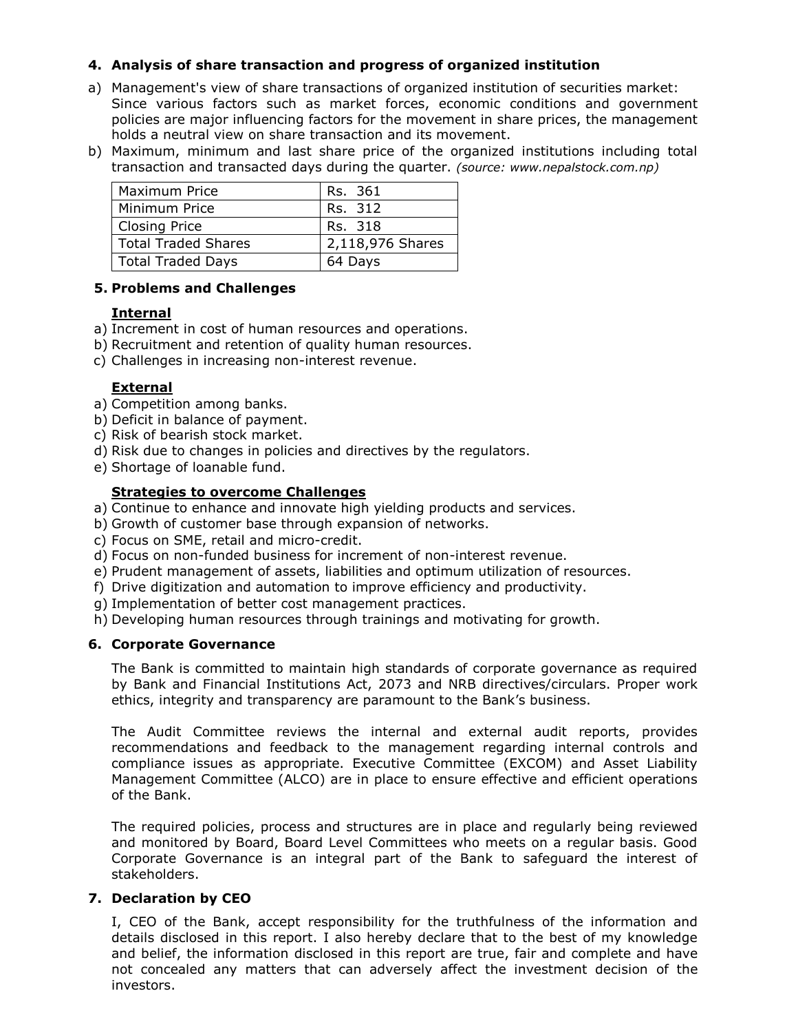## 4. Analysis of share transaction and progress of organized institution

a) Management's view of share transactions of organized institution of securities market: Since various factors such as market forces, economic conditions and government policies are major influencing factors for the movement in share prices, the management holds a neutral view on share transaction and its movement.

b) Maximum, minimum and last share price of the organized institutions including total transaction and transacted days during the quarter. *(source: www.nepalstock.com.np)*

| | |
|---|---|
| Maximum Price | Rs. 361 |
| Minimum Price | Rs. 312 |
| Closing Price | Rs. 318 |
| Total Traded Shares | 2,118,976 Shares |
| Total Traded Days | 64 Days |

## 5. Problems and Challenges

**Internal**

a) Increment in cost of human resources and operations.
b) Recruitment and retention of quality human resources.
c) Challenges in increasing non-interest revenue.

**External**

a) Competition among banks.
b) Deficit in balance of payment.
c) Risk of bearish stock market.
d) Risk due to changes in policies and directives by the regulators.
e) Shortage of loanable fund.

**Strategies to overcome Challenges**

a) Continue to enhance and innovate high yielding products and services.
b) Growth of customer base through expansion of networks.
c) Focus on SME, retail and micro-credit.
d) Focus on non-funded business for increment of non-interest revenue.
e) Prudent management of assets, liabilities and optimum utilization of resources.
f) Drive digitization and automation to improve efficiency and productivity.
g) Implementation of better cost management practices.
h) Developing human resources through trainings and motivating for growth.

## 6. Corporate Governance

The Bank is committed to maintain high standards of corporate governance as required by Bank and Financial Institutions Act, 2073 and NRB directives/circulars. Proper work ethics, integrity and transparency are paramount to the Bank's business.

The Audit Committee reviews the internal and external audit reports, provides recommendations and feedback to the management regarding internal controls and compliance issues as appropriate. Executive Committee (EXCOM) and Asset Liability Management Committee (ALCO) are in place to ensure effective and efficient operations of the Bank.

The required policies, process and structures are in place and regularly being reviewed and monitored by Board, Board Level Committees who meets on a regular basis. Good Corporate Governance is an integral part of the Bank to safeguard the interest of stakeholders.

## 7. Declaration by CEO

I, CEO of the Bank, accept responsibility for the truthfulness of the information and details disclosed in this report. I also hereby declare that to the best of my knowledge and belief, the information disclosed in this report are true, fair and complete and have not concealed any matters that can adversely affect the investment decision of the investors.